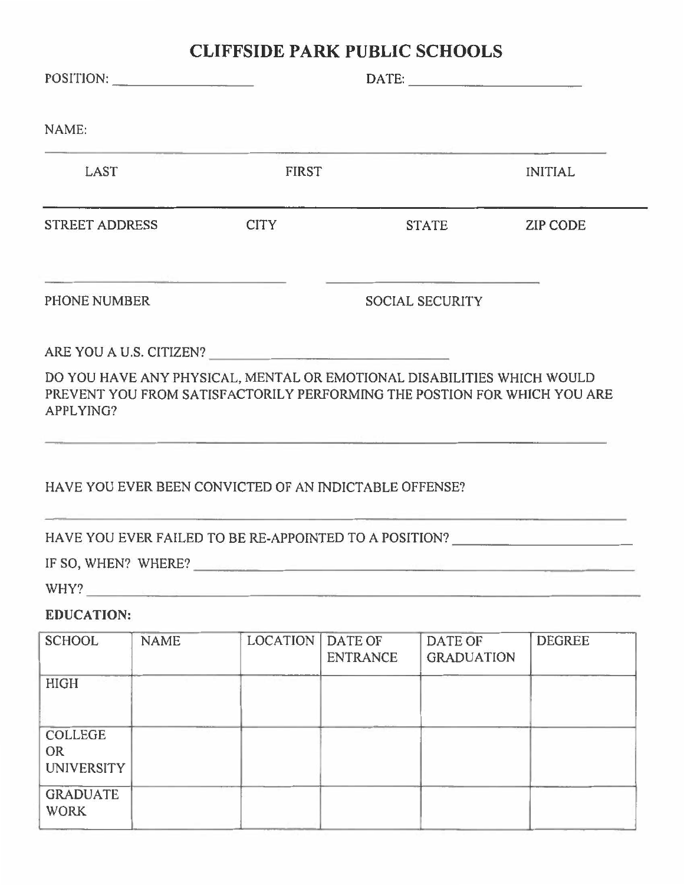# CLIFFSIDE PARK PUBLIC SCHOOLS

POSITION: ____________________ DATE: ________________________

NAME:

______________________________________________________________

LAST FIRST INITIAL

______________________________________________________________

STREET ADDRESS CITY STATE ZIP CODE

________________________________ ________________________________

PHONE NUMBER SOCIAL SECURITY

ARE YOU A U.S. CITIZEN? ________________________________

DO YOU HAVE ANY PHYSICAL, MENTAL OR EMOTIONAL DISABILITIES WHICH WOULD PREVENT YOU FROM SATISFACTORILY PERFORMING THE POSTION FOR WHICH YOU ARE APPLYING?

______________________________________________________________

HAVE YOU EVER BEEN CONVICTED OF AN INDICTABLE OFFENSE?

______________________________________________________________

HAVE YOU EVER FAILED TO BE RE-APPOINTED TO A POSITION? ________________________

IF SO, WHEN? WHERE? ______________________________________________

WHY? __________________________________________________________

**EDUCATION:**

| SCHOOL | NAME | LOCATION | DATE OF ENTRANCE | DATE OF GRADUATION | DEGREE |
|---|---|---|---|---|---|
| HIGH | | | | | |
| COLLEGE OR UNIVERSITY | | | | | |
| GRADUATE WORK | | | | | |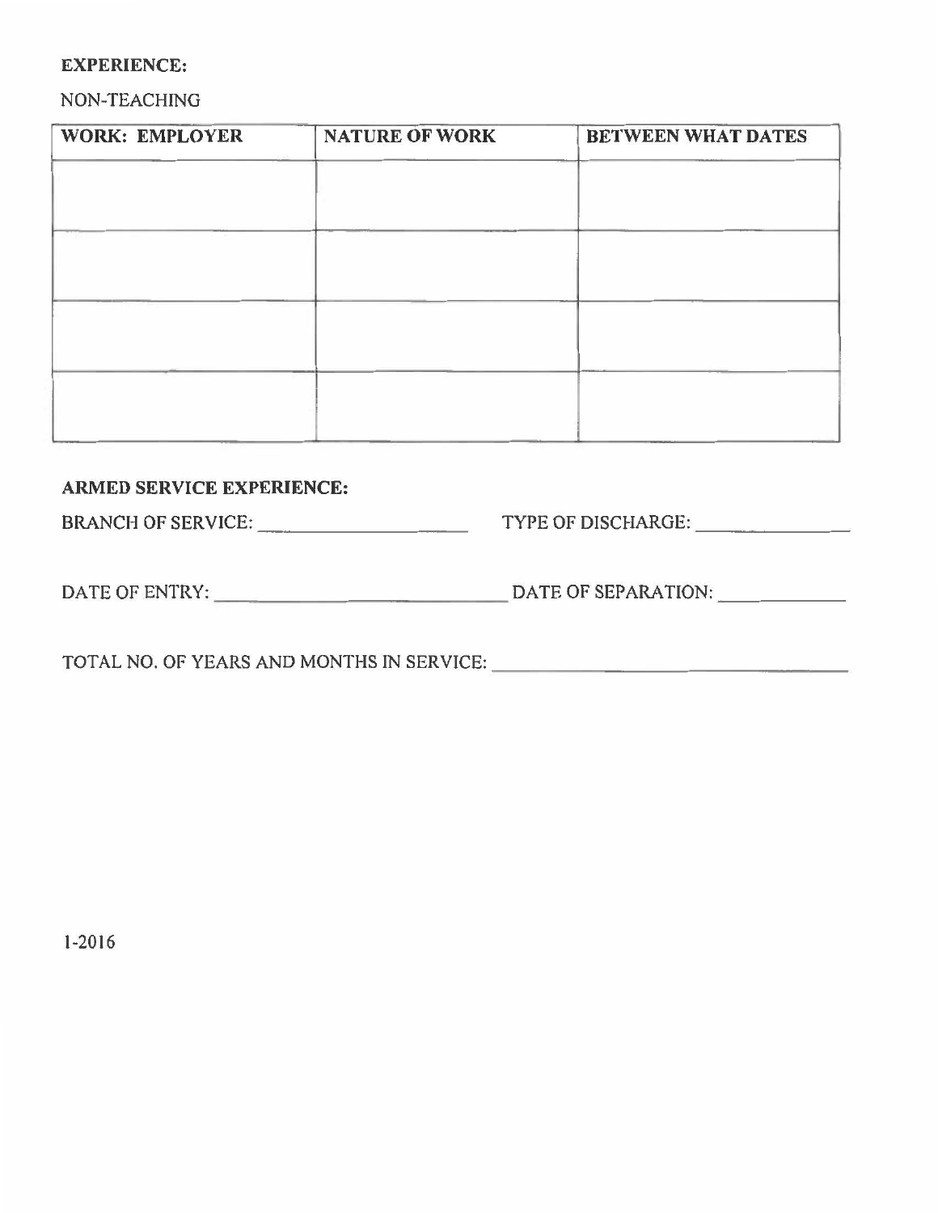**EXPERIENCE:**

NON-TEACHING

| WORK: EMPLOYER | NATURE OF WORK | BETWEEN WHAT DATES |
|---|---|---|
| | | |
| | | |
| | | |
| | | |

**ARMED SERVICE EXPERIENCE:**

BRANCH OF SERVICE: ____________________ TYPE OF DISCHARGE: ______________

DATE OF ENTRY: ____________________________ DATE OF SEPARATION: ____________

TOTAL NO. OF YEARS AND MONTHS IN SERVICE: ________________________________

1-2016